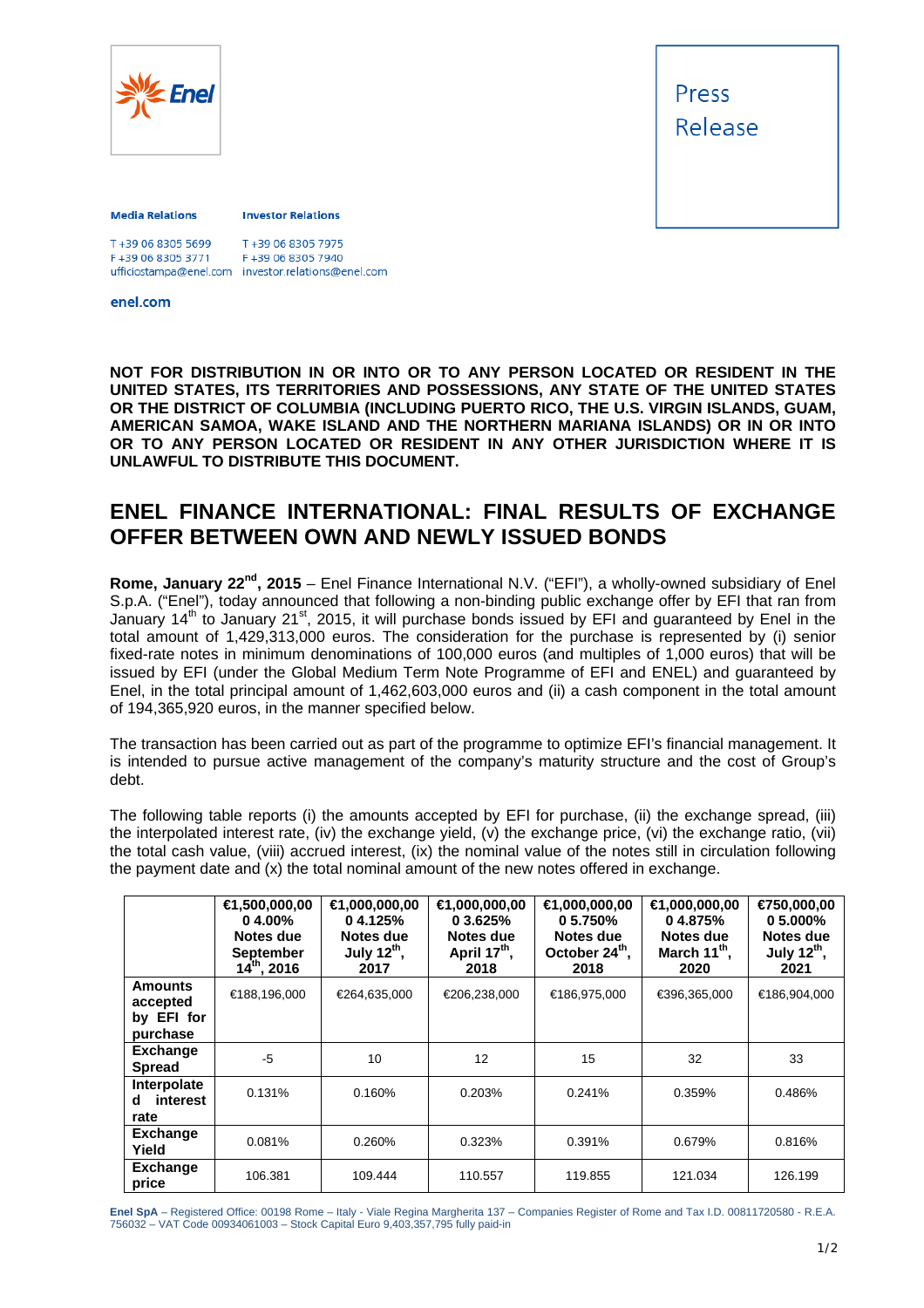Press Release

**Media Relations**

T +39 06 8305 5699
F +39 06 8305 3771
ufficiostampa@enel.com

**Investor Relations**

T +39 06 8305 7975
F +39 06 8305 7940
investor.relations@enel.com

**enel.com**

**NOT FOR DISTRIBUTION IN OR INTO OR TO ANY PERSON LOCATED OR RESIDENT IN THE UNITED STATES, ITS TERRITORIES AND POSSESSIONS, ANY STATE OF THE UNITED STATES OR THE DISTRICT OF COLUMBIA (INCLUDING PUERTO RICO, THE U.S. VIRGIN ISLANDS, GUAM, AMERICAN SAMOA, WAKE ISLAND AND THE NORTHERN MARIANA ISLANDS) OR IN OR INTO OR TO ANY PERSON LOCATED OR RESIDENT IN ANY OTHER JURISDICTION WHERE IT IS UNLAWFUL TO DISTRIBUTE THIS DOCUMENT.**

# ENEL FINANCE INTERNATIONAL: FINAL RESULTS OF EXCHANGE OFFER BETWEEN OWN AND NEWLY ISSUED BONDS

**Rome, January 22nd, 2015** – Enel Finance International N.V. ("EFI"), a wholly-owned subsidiary of Enel S.p.A. ("Enel"), today announced that following a non-binding public exchange offer by EFI that ran from January 14th to January 21st, 2015, it will purchase bonds issued by EFI and guaranteed by Enel in the total amount of 1,429,313,000 euros. The consideration for the purchase is represented by (i) senior fixed-rate notes in minimum denominations of 100,000 euros (and multiples of 1,000 euros) that will be issued by EFI (under the Global Medium Term Note Programme of EFI and ENEL) and guaranteed by Enel, in the total principal amount of 1,462,603,000 euros and (ii) a cash component in the total amount of 194,365,920 euros, in the manner specified below.

The transaction has been carried out as part of the programme to optimize EFI's financial management. It is intended to pursue active management of the company's maturity structure and the cost of Group's debt.

The following table reports (i) the amounts accepted by EFI for purchase, (ii) the exchange spread, (iii) the interpolated interest rate, (iv) the exchange yield, (v) the exchange price, (vi) the exchange ratio, (vii) the total cash value, (viii) accrued interest, (ix) the nominal value of the notes still in circulation following the payment date and (x) the total nominal amount of the new notes offered in exchange.

| | €1,500,000,00 0 4.00% Notes due September 14th, 2016 | €1,000,000,00 0 4.125% Notes due July 12th, 2017 | €1,000,000,00 0 3.625% Notes due April 17th, 2018 | €1,000,000,00 0 5.750% Notes due October 24th, 2018 | €1,000,000,00 0 4.875% Notes due March 11th, 2020 | €750,000,00 0 5.000% Notes due July 12th, 2021 |
|---|---|---|---|---|---|---|
| **Amounts accepted by EFI for purchase** | €188,196,000 | €264,635,000 | €206,238,000 | €186,975,000 | €396,365,000 | €186,904,000 |
| **Exchange Spread** | -5 | 10 | 12 | 15 | 32 | 33 |
| **Interpolated interest rate** | 0.131% | 0.160% | 0.203% | 0.241% | 0.359% | 0.486% |
| **Exchange Yield** | 0.081% | 0.260% | 0.323% | 0.391% | 0.679% | 0.816% |
| **Exchange price** | 106.381 | 109.444 | 110.557 | 119.855 | 121.034 | 126.199 |

Enel SpA – Registered Office: 00198 Rome – Italy - Viale Regina Margherita 137 – Companies Register of Rome and Tax I.D. 00811720580 - R.E.A. 756032 – VAT Code 00934061003 – Stock Capital Euro 9,403,357,795 fully paid-in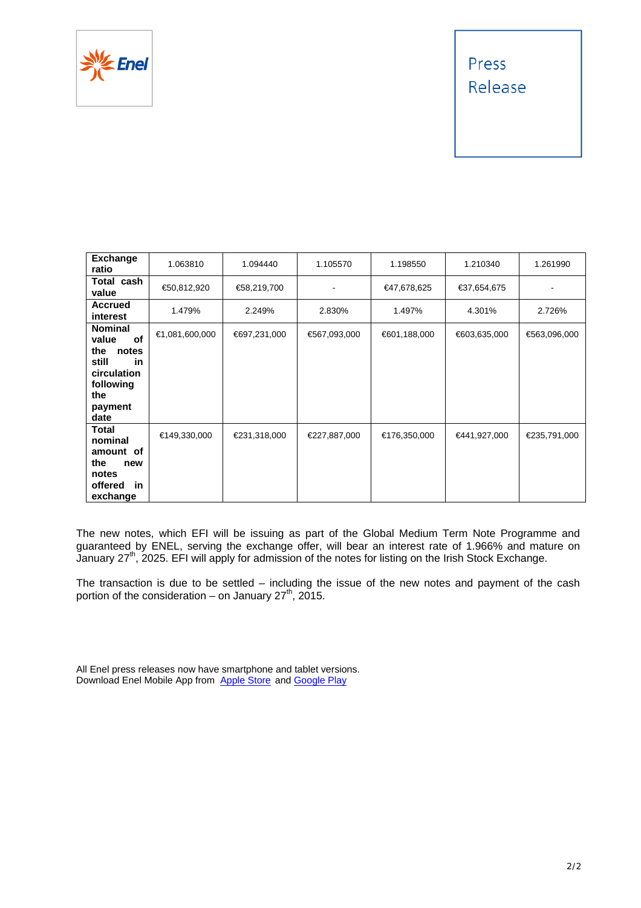| | | | | | | |
|---|---|---|---|---|---|---|
| **Exchange ratio** | 1.063810 | 1.094440 | 1.105570 | 1.198550 | 1.210340 | 1.261990 |
| **Total cash value** | €50,812,920 | €58,219,700 | - | €47,678,625 | €37,654,675 | - |
| **Accrued interest** | 1.479% | 2.249% | 2.830% | 1.497% | 4.301% | 2.726% |
| **Nominal value of the notes still in circulation following the payment date** | €1,081,600,000 | €697,231,000 | €567,093,000 | €601,188,000 | €603,635,000 | €563,096,000 |
| **Total nominal amount of the new notes offered in exchange** | €149,330,000 | €231,318,000 | €227,887,000 | €176,350,000 | €441,927,000 | €235,791,000 |

The new notes, which EFI will be issuing as part of the Global Medium Term Note Programme and guaranteed by ENEL, serving the exchange offer, will bear an interest rate of 1.966% and mature on January 27th, 2025. EFI will apply for admission of the notes for listing on the Irish Stock Exchange.

The transaction is due to be settled – including the issue of the new notes and payment of the cash portion of the consideration – on January 27th, 2015.

All Enel press releases now have smartphone and tablet versions.
Download Enel Mobile App from Apple Store and Google Play